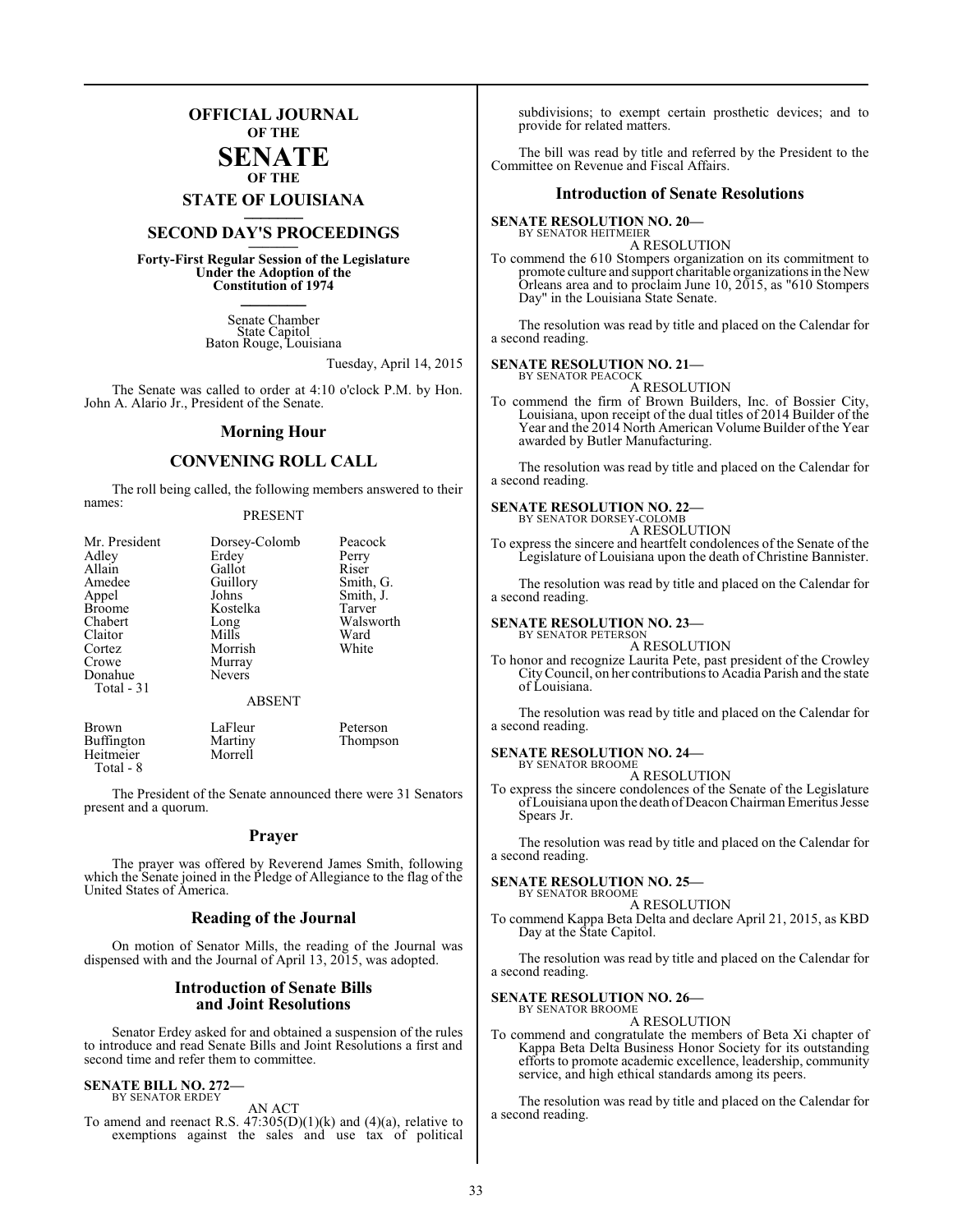# OFFICIAL JOURNAL OF THE SENATE OF THE STATE OF LOUISIANA

## SECOND DAY'S PROCEEDINGS

**Forty-First Regular Session of the Legislature Under the Adoption of the Constitution of 1974**

Senate Chamber
State Capitol
Baton Rouge, Louisiana

Tuesday, April 14, 2015

The Senate was called to order at 4:10 o'clock P.M. by Hon. John A. Alario Jr., President of the Senate.

## Morning Hour

## CONVENING ROLL CALL

The roll being called, the following members answered to their names:

PRESENT

| | | |
|---|---|---|
| Mr. President | Dorsey-Colomb | Peacock |
| Adley | Erdey | Perry |
| Allain | Gallot | Riser |
| Amedee | Guillory | Smith, G. |
| Appel | Johns | Smith, J. |
| Broome | Kostelka | Tarver |
| Chabert | Long | Walsworth |
| Claitor | Mills | Ward |
| Cortez | Morrish | White |
| Crowe | Murray | |
| Donahue | Nevers | |
| Total - 31 | | |

ABSENT

| | | |
|---|---|---|
| Brown | LaFleur | Peterson |
| Buffington | Martiny | Thompson |
| Heitmeier | Morrell | |
| Total - 8 | | |

The President of the Senate announced there were 31 Senators present and a quorum.

## Prayer

The prayer was offered by Reverend James Smith, following which the Senate joined in the Pledge of Allegiance to the flag of the United States of America.

## Reading of the Journal

On motion of Senator Mills, the reading of the Journal was dispensed with and the Journal of April 13, 2015, was adopted.

## Introduction of Senate Bills and Joint Resolutions

Senator Erdey asked for and obtained a suspension of the rules to introduce and read Senate Bills and Joint Resolutions a first and second time and refer them to committee.

**SENATE BILL NO. 272—**
BY SENATOR ERDEY

AN ACT

To amend and reenact R.S. 47:305(D)(1)(k) and (4)(a), relative to exemptions against the sales and use tax of political subdivisions; to exempt certain prosthetic devices; and to provide for related matters.

The bill was read by title and referred by the President to the Committee on Revenue and Fiscal Affairs.

## Introduction of Senate Resolutions

**SENATE RESOLUTION NO. 20—**
BY SENATOR HEITMEIER

A RESOLUTION

To commend the 610 Stompers organization on its commitment to promote culture and support charitable organizations in the New Orleans area and to proclaim June 10, 2015, as "610 Stompers Day" in the Louisiana State Senate.

The resolution was read by title and placed on the Calendar for a second reading.

**SENATE RESOLUTION NO. 21—**
BY SENATOR PEACOCK

A RESOLUTION

To commend the firm of Brown Builders, Inc. of Bossier City, Louisiana, upon receipt of the dual titles of 2014 Builder of the Year and the 2014 North American Volume Builder of the Year awarded by Butler Manufacturing.

The resolution was read by title and placed on the Calendar for a second reading.

**SENATE RESOLUTION NO. 22—**
BY SENATOR DORSEY-COLOMB

A RESOLUTION

To express the sincere and heartfelt condolences of the Senate of the Legislature of Louisiana upon the death of Christine Bannister.

The resolution was read by title and placed on the Calendar for a second reading.

**SENATE RESOLUTION NO. 23—**
BY SENATOR PETERSON

A RESOLUTION

To honor and recognize Laurita Pete, past president of the Crowley City Council, on her contributions to Acadia Parish and the state of Louisiana.

The resolution was read by title and placed on the Calendar for a second reading.

**SENATE RESOLUTION NO. 24—**
BY SENATOR BROOME

A RESOLUTION

To express the sincere condolences of the Senate of the Legislature of Louisiana upon the death of Deacon Chairman Emeritus Jesse Spears Jr.

The resolution was read by title and placed on the Calendar for a second reading.

**SENATE RESOLUTION NO. 25—**
BY SENATOR BROOME

A RESOLUTION

To commend Kappa Beta Delta and declare April 21, 2015, as KBD Day at the State Capitol.

The resolution was read by title and placed on the Calendar for a second reading.

**SENATE RESOLUTION NO. 26—**
BY SENATOR BROOME

A RESOLUTION

To commend and congratulate the members of Beta Xi chapter of Kappa Beta Delta Business Honor Society for its outstanding efforts to promote academic excellence, leadership, community service, and high ethical standards among its peers.

The resolution was read by title and placed on the Calendar for a second reading.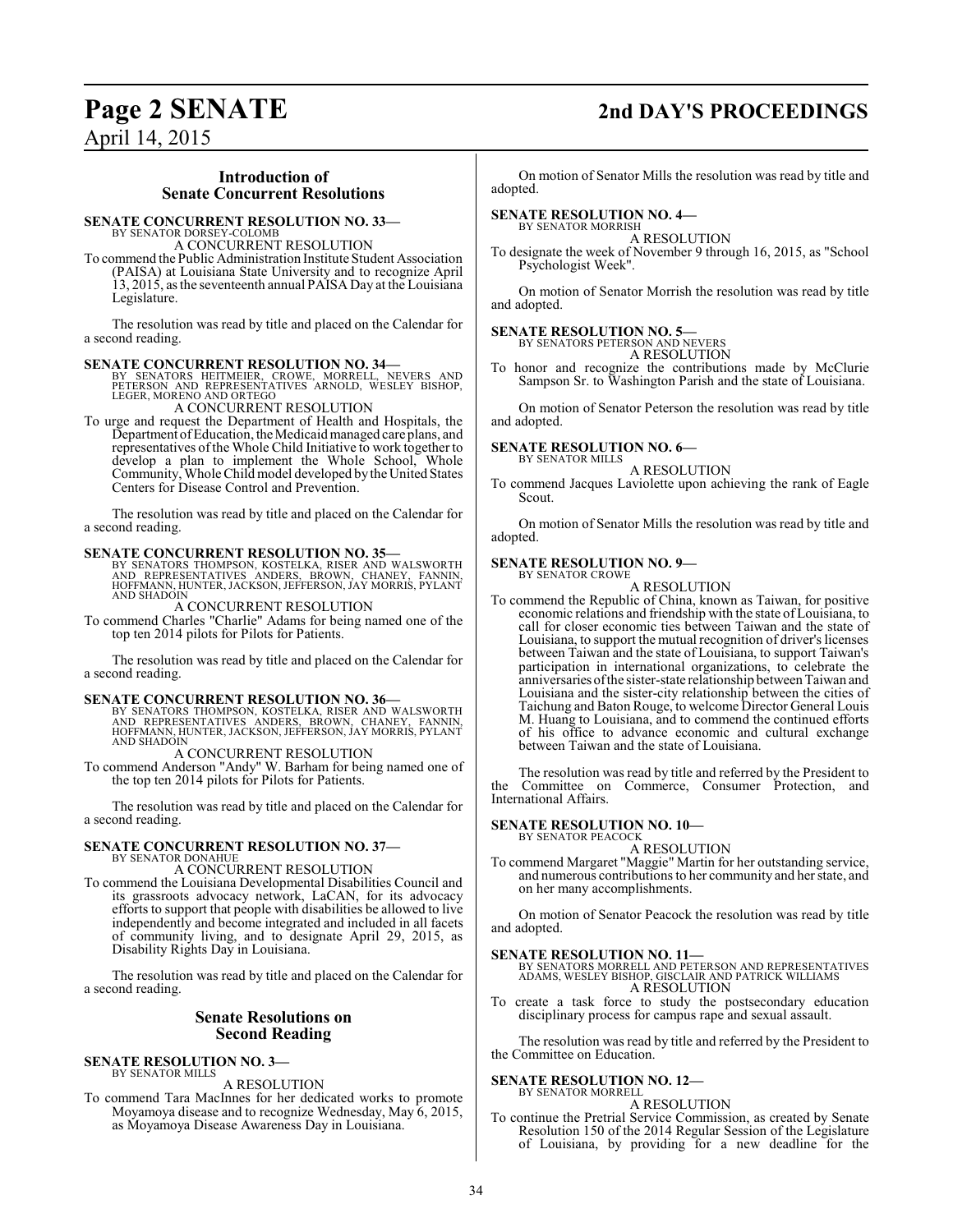## Introduction of Senate Concurrent Resolutions

**SENATE CONCURRENT RESOLUTION NO. 33—**
BY SENATOR DORSEY-COLOMB

A CONCURRENT RESOLUTION

To commend the Public Administration Institute Student Association (PAISA) at Louisiana State University and to recognize April 13, 2015, as the seventeenth annual PAISA Day at the Louisiana Legislature.

The resolution was read by title and placed on the Calendar for a second reading.

**SENATE CONCURRENT RESOLUTION NO. 34—**
BY SENATORS HEITMEIER, CROWE, MORRELL, NEVERS AND PETERSON AND REPRESENTATIVES ARNOLD, WESLEY BISHOP, LEGER, MORENO AND ORTEGO

A CONCURRENT RESOLUTION

To urge and request the Department of Health and Hospitals, the Department of Education, the Medicaid managed care plans, and representatives of the Whole Child Initiative to work together to develop a plan to implement the Whole School, Whole Community, Whole Child model developed by the United States Centers for Disease Control and Prevention.

The resolution was read by title and placed on the Calendar for a second reading.

**SENATE CONCURRENT RESOLUTION NO. 35—**
BY SENATORS THOMPSON, KOSTELKA, RISER AND WALSWORTH AND REPRESENTATIVES ANDERS, BROWN, CHANEY, FANNIN, HOFFMANN, HUNTER, JACKSON, JEFFERSON, JAY MORRIS, PYLANT AND SHADOIN

A CONCURRENT RESOLUTION

To commend Charles "Charlie" Adams for being named one of the top ten 2014 pilots for Pilots for Patients.

The resolution was read by title and placed on the Calendar for a second reading.

**SENATE CONCURRENT RESOLUTION NO. 36—**
BY SENATORS THOMPSON, KOSTELKA, RISER AND WALSWORTH AND REPRESENTATIVES ANDERS, BROWN, CHANEY, FANNIN, HOFFMANN, HUNTER, JACKSON, JEFFERSON, JAY MORRIS, PYLANT AND SHADOIN

A CONCURRENT RESOLUTION

To commend Anderson "Andy" W. Barham for being named one of the top ten 2014 pilots for Pilots for Patients.

The resolution was read by title and placed on the Calendar for a second reading.

**SENATE CONCURRENT RESOLUTION NO. 37—**
BY SENATOR DONAHUE

A CONCURRENT RESOLUTION

To commend the Louisiana Developmental Disabilities Council and its grassroots advocacy network, LaCAN, for its advocacy efforts to support that people with disabilities be allowed to live independently and become integrated and included in all facets of community living, and to designate April 29, 2015, as Disability Rights Day in Louisiana.

The resolution was read by title and placed on the Calendar for a second reading.

## Senate Resolutions on Second Reading

**SENATE RESOLUTION NO. 3—**
BY SENATOR MILLS

A RESOLUTION

To commend Tara MacInnes for her dedicated works to promote Moyamoya disease and to recognize Wednesday, May 6, 2015, as Moyamoya Disease Awareness Day in Louisiana.

On motion of Senator Mills the resolution was read by title and adopted.

**SENATE RESOLUTION NO. 4—**
BY SENATOR MORRISH

A RESOLUTION

To designate the week of November 9 through 16, 2015, as "School Psychologist Week".

On motion of Senator Morrish the resolution was read by title and adopted.

**SENATE RESOLUTION NO. 5—**
BY SENATORS PETERSON AND NEVERS

A RESOLUTION

To honor and recognize the contributions made by McClurie Sampson Sr. to Washington Parish and the state of Louisiana.

On motion of Senator Peterson the resolution was read by title and adopted.

**SENATE RESOLUTION NO. 6—**
BY SENATOR MILLS

A RESOLUTION

To commend Jacques Laviolette upon achieving the rank of Eagle Scout.

On motion of Senator Mills the resolution was read by title and adopted.

**SENATE RESOLUTION NO. 9—**
BY SENATOR CROWE

A RESOLUTION

To commend the Republic of China, known as Taiwan, for positive economic relations and friendship with the state of Louisiana, to call for closer economic ties between Taiwan and the state of Louisiana, to support the mutual recognition of driver's licenses between Taiwan and the state of Louisiana, to support Taiwan's participation in international organizations, to celebrate the anniversaries of the sister-state relationship between Taiwan and Louisiana and the sister-city relationship between the cities of Taichung and Baton Rouge, to welcome Director General Louis M. Huang to Louisiana, and to commend the continued efforts of his office to advance economic and cultural exchange between Taiwan and the state of Louisiana.

The resolution was read by title and referred by the President to the Committee on Commerce, Consumer Protection, and International Affairs.

**SENATE RESOLUTION NO. 10—**
BY SENATOR PEACOCK

A RESOLUTION

To commend Margaret "Maggie" Martin for her outstanding service, and numerous contributions to her community and her state, and on her many accomplishments.

On motion of Senator Peacock the resolution was read by title and adopted.

**SENATE RESOLUTION NO. 11—**
BY SENATORS MORRELL AND PETERSON AND REPRESENTATIVES ADAMS, WESLEY BISHOP, GISCLAIR AND PATRICK WILLIAMS

A RESOLUTION

To create a task force to study the postsecondary education disciplinary process for campus rape and sexual assault.

The resolution was read by title and referred by the President to the Committee on Education.

**SENATE RESOLUTION NO. 12—**
BY SENATOR MORRELL

A RESOLUTION

To continue the Pretrial Service Commission, as created by Senate Resolution 150 of the 2014 Regular Session of the Legislature of Louisiana, by providing for a new deadline for the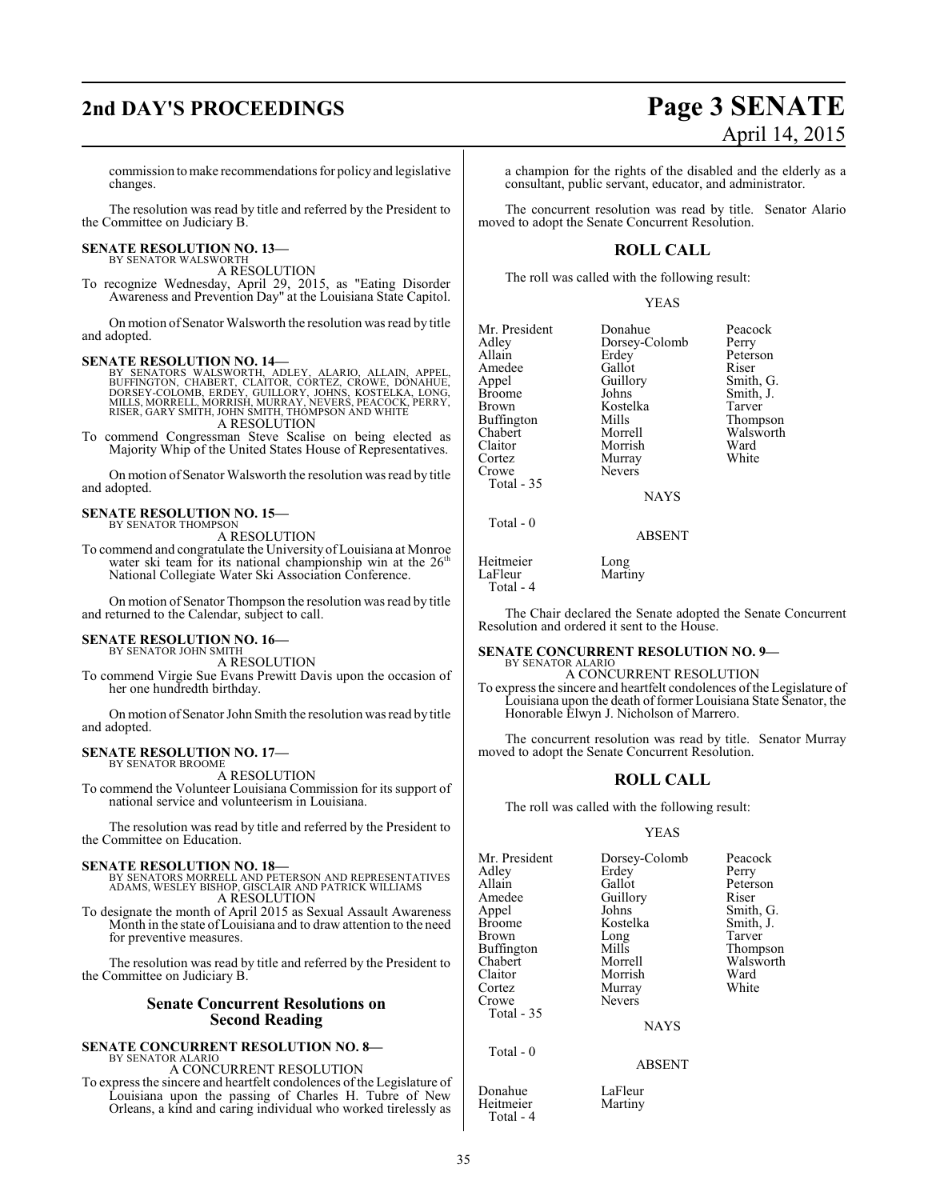commission to make recommendations for policy and legislative changes.

The resolution was read by title and referred by the President to the Committee on Judiciary B.

**SENATE RESOLUTION NO. 13—**
BY SENATOR WALSWORTH
A RESOLUTION

To recognize Wednesday, April 29, 2015, as "Eating Disorder Awareness and Prevention Day" at the Louisiana State Capitol.

On motion of Senator Walsworth the resolution was read by title and adopted.

**SENATE RESOLUTION NO. 14—**
BY SENATORS WALSWORTH, ADLEY, ALARIO, ALLAIN, APPEL, BUFFINGTON, CHABERT, CLAITOR, CORTEZ, CROWE, DONAHUE, DORSEY-COLOMB, ERDEY, GUILLORY, JOHNS, KOSTELKA, LONG, MILLS, MORRELL, MORRISH, MURRAY, NEVERS, PEACOCK, PERRY, RISER, GARY SMITH, JOHN SMITH, THOMPSON AND WHITE
A RESOLUTION

To commend Congressman Steve Scalise on being elected as Majority Whip of the United States House of Representatives.

On motion of Senator Walsworth the resolution was read by title and adopted.

**SENATE RESOLUTION NO. 15—**
BY SENATOR THOMPSON
A RESOLUTION

To commend and congratulate the University of Louisiana at Monroe water ski team for its national championship win at the 26th National Collegiate Water Ski Association Conference.

On motion of Senator Thompson the resolution was read by title and returned to the Calendar, subject to call.

**SENATE RESOLUTION NO. 16—**
BY SENATOR JOHN SMITH
A RESOLUTION

To commend Virgie Sue Evans Prewitt Davis upon the occasion of her one hundredth birthday.

On motion of Senator John Smith the resolution was read by title and adopted.

**SENATE RESOLUTION NO. 17—**
BY SENATOR BROOME
A RESOLUTION

To commend the Volunteer Louisiana Commission for its support of national service and volunteerism in Louisiana.

The resolution was read by title and referred by the President to the Committee on Education.

**SENATE RESOLUTION NO. 18—**
BY SENATORS MORRELL AND PETERSON AND REPRESENTATIVES ADAMS, WESLEY BISHOP, GISCLAIR AND PATRICK WILLIAMS
A RESOLUTION

To designate the month of April 2015 as Sexual Assault Awareness Month in the state of Louisiana and to draw attention to the need for preventive measures.

The resolution was read by title and referred by the President to the Committee on Judiciary B.

## Senate Concurrent Resolutions on Second Reading

**SENATE CONCURRENT RESOLUTION NO. 8—**
BY SENATOR ALARIO
A CONCURRENT RESOLUTION

To express the sincere and heartfelt condolences of the Legislature of Louisiana upon the passing of Charles H. Tubre of New Orleans, a kind and caring individual who worked tirelessly as a champion for the rights of the disabled and the elderly as a consultant, public servant, educator, and administrator.

The concurrent resolution was read by title. Senator Alario moved to adopt the Senate Concurrent Resolution.

## ROLL CALL

The roll was called with the following result:

YEAS

| | | |
|---|---|---|
| Mr. President | Donahue | Peacock |
| Adley | Dorsey-Colomb | Perry |
| Allain | Erdey | Peterson |
| Amedee | Gallot | Riser |
| Appel | Guillory | Smith, G. |
| Broome | Johns | Smith, J. |
| Brown | Kostelka | Tarver |
| Buffington | Mills | Thompson |
| Chabert | Morrell | Walsworth |
| Claitor | Morrish | Ward |
| Cortez | Murray | White |
| Crowe | Nevers | |

Total - 35

NAYS

Total - 0

ABSENT

| | |
|---|---|
| Heitmeier | Long |
| LaFleur | Martiny |

Total - 4

The Chair declared the Senate adopted the Senate Concurrent Resolution and ordered it sent to the House.

**SENATE CONCURRENT RESOLUTION NO. 9—**
BY SENATOR ALARIO
A CONCURRENT RESOLUTION

To express the sincere and heartfelt condolences of the Legislature of Louisiana upon the death of former Louisiana State Senator, the Honorable Elwyn J. Nicholson of Marrero.

The concurrent resolution was read by title. Senator Murray moved to adopt the Senate Concurrent Resolution.

## ROLL CALL

The roll was called with the following result:

YEAS

| | | |
|---|---|---|
| Mr. President | Dorsey-Colomb | Peacock |
| Adley | Erdey | Perry |
| Allain | Gallot | Peterson |
| Amedee | Guillory | Riser |
| Appel | Johns | Smith, G. |
| Broome | Kostelka | Smith, J. |
| Brown | Long | Tarver |
| Buffington | Mills | Thompson |
| Chabert | Morrell | Walsworth |
| Claitor | Morrish | Ward |
| Cortez | Murray | White |
| Crowe | Nevers | |

Total - 35

NAYS

Total - 0

ABSENT

| | |
|---|---|
| Donahue | LaFleur |
| Heitmeier | Martiny |

Total - 4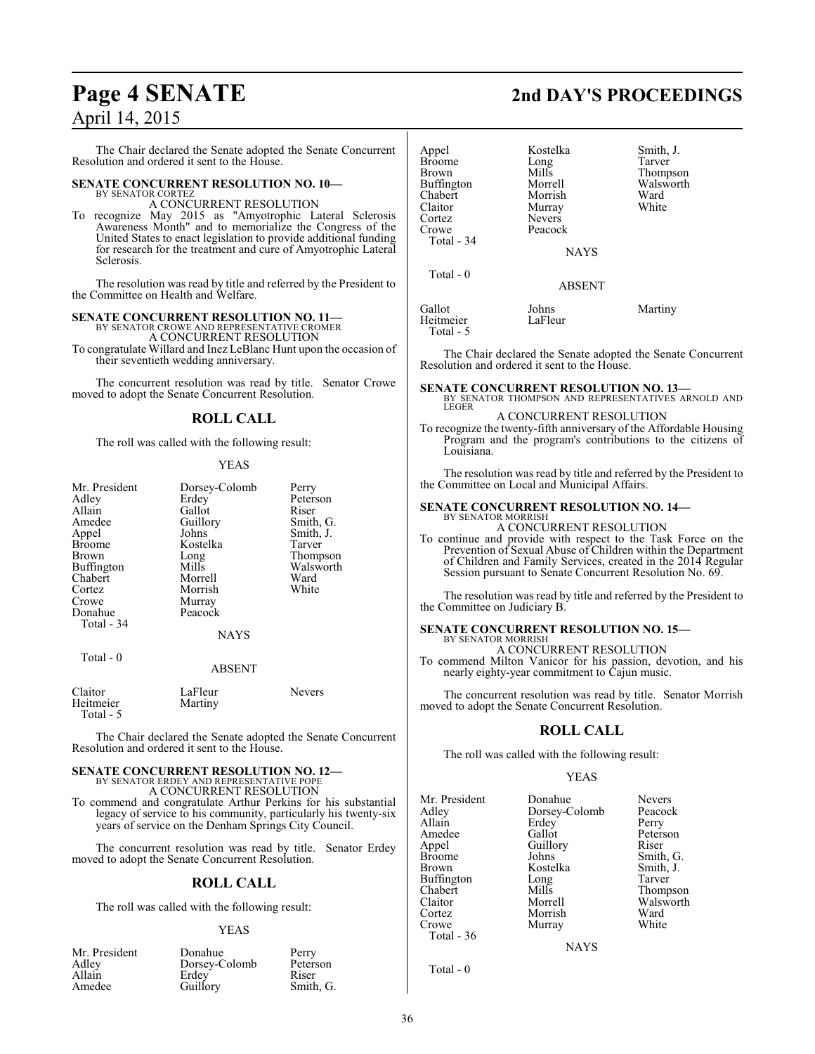The Chair declared the Senate adopted the Senate Concurrent Resolution and ordered it sent to the House.

**SENATE CONCURRENT RESOLUTION NO. 10—**
BY SENATOR CORTEZ

A CONCURRENT RESOLUTION

To recognize May 2015 as "Amyotrophic Lateral Sclerosis Awareness Month" and to memorialize the Congress of the United States to enact legislation to provide additional funding for research for the treatment and cure of Amyotrophic Lateral Sclerosis.

The resolution was read by title and referred by the President to the Committee on Health and Welfare.

**SENATE CONCURRENT RESOLUTION NO. 11—**
BY SENATOR CROWE AND REPRESENTATIVE CROMER

A CONCURRENT RESOLUTION

To congratulate Willard and Inez LeBlanc Hunt upon the occasion of their seventieth wedding anniversary.

The concurrent resolution was read by title. Senator Crowe moved to adopt the Senate Concurrent Resolution.

## ROLL CALL

The roll was called with the following result:

YEAS

| | | |
|---|---|---|
| Mr. President | Dorsey-Colomb | Perry |
| Adley | Erdey | Peterson |
| Allain | Gallot | Riser |
| Amedee | Guillory | Smith, G. |
| Appel | Johns | Smith, J. |
| Broome | Kostelka | Tarver |
| Brown | Long | Thompson |
| Buffington | Mills | Walsworth |
| Chabert | Morrell | Ward |
| Cortez | Morrish | White |
| Crowe | Murray | |
| Donahue | Peacock | |

Total - 34

NAYS

Total - 0

ABSENT

| | | |
|---|---|---|
| Claitor | LaFleur | Nevers |
| Heitmeier | Martiny | |

Total - 5

The Chair declared the Senate adopted the Senate Concurrent Resolution and ordered it sent to the House.

**SENATE CONCURRENT RESOLUTION NO. 12—**
BY SENATOR ERDEY AND REPRESENTATIVE POPE

A CONCURRENT RESOLUTION

To commend and congratulate Arthur Perkins for his substantial legacy of service to his community, particularly his twenty-six years of service on the Denham Springs City Council.

The concurrent resolution was read by title. Senator Erdey moved to adopt the Senate Concurrent Resolution.

## ROLL CALL

The roll was called with the following result:

YEAS

| | | |
|---|---|---|
| Mr. President | Donahue | Perry |
| Adley | Dorsey-Colomb | Peterson |
| Allain | Erdey | Riser |
| Amedee | Guillory | Smith, G. |
| Appel | Kostelka | Smith, J. |
| Broome | Long | Tarver |
| Brown | Mills | Thompson |
| Buffington | Morrell | Walsworth |
| Chabert | Morrish | Ward |
| Claitor | Murray | White |
| Cortez | Nevers | |
| Crowe | Peacock | |

Total - 34

NAYS

Total - 0

ABSENT

| | | |
|---|---|---|
| Gallot | Johns | Martiny |
| Heitmeier | LaFleur | |

Total - 5

The Chair declared the Senate adopted the Senate Concurrent Resolution and ordered it sent to the House.

**SENATE CONCURRENT RESOLUTION NO. 13—**
BY SENATOR THOMPSON AND REPRESENTATIVES ARNOLD AND LEGER

A CONCURRENT RESOLUTION

To recognize the twenty-fifth anniversary of the Affordable Housing Program and the program's contributions to the citizens of Louisiana.

The resolution was read by title and referred by the President to the Committee on Local and Municipal Affairs.

**SENATE CONCURRENT RESOLUTION NO. 14—**
BY SENATOR MORRISH

A CONCURRENT RESOLUTION

To continue and provide with respect to the Task Force on the Prevention of Sexual Abuse of Children within the Department of Children and Family Services, created in the 2014 Regular Session pursuant to Senate Concurrent Resolution No. 69.

The resolution was read by title and referred by the President to the Committee on Judiciary B.

**SENATE CONCURRENT RESOLUTION NO. 15—**
BY SENATOR MORRISH

A CONCURRENT RESOLUTION

To commend Milton Vanicor for his passion, devotion, and his nearly eighty-year commitment to Cajun music.

The concurrent resolution was read by title. Senator Morrish moved to adopt the Senate Concurrent Resolution.

## ROLL CALL

The roll was called with the following result:

YEAS

| | | |
|---|---|---|
| Mr. President | Donahue | Nevers |
| Adley | Dorsey-Colomb | Peacock |
| Allain | Erdey | Perry |
| Amedee | Gallot | Peterson |
| Appel | Guillory | Riser |
| Broome | Johns | Smith, G. |
| Brown | Kostelka | Smith, J. |
| Buffington | Long | Tarver |
| Chabert | Mills | Thompson |
| Claitor | Morrell | Walsworth |
| Cortez | Morrish | Ward |
| Crowe | Murray | White |

Total - 36

NAYS

Total - 0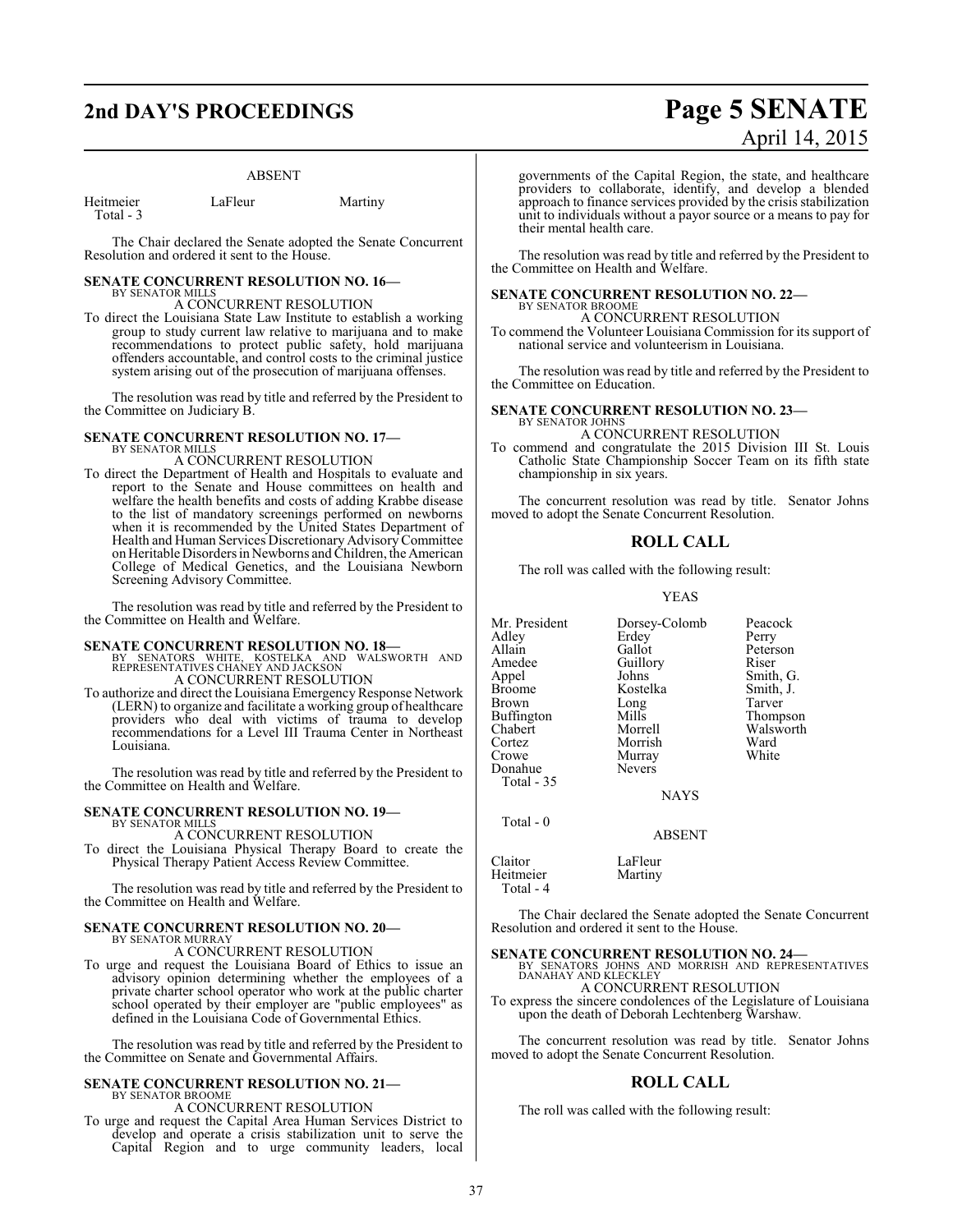ABSENT

| | | |
|---|---|---|
| Heitmeier | LaFleur | Martiny |
| Total - 3 | | |

The Chair declared the Senate adopted the Senate Concurrent Resolution and ordered it sent to the House.

**SENATE CONCURRENT RESOLUTION NO. 16—**
BY SENATOR MILLS
A CONCURRENT RESOLUTION

To direct the Louisiana State Law Institute to establish a working group to study current law relative to marijuana and to make recommendations to protect public safety, hold marijuana offenders accountable, and control costs to the criminal justice system arising out of the prosecution of marijuana offenses.

The resolution was read by title and referred by the President to the Committee on Judiciary B.

**SENATE CONCURRENT RESOLUTION NO. 17—**
BY SENATOR MILLS
A CONCURRENT RESOLUTION

To direct the Department of Health and Hospitals to evaluate and report to the Senate and House committees on health and welfare the health benefits and costs of adding Krabbe disease to the list of mandatory screenings performed on newborns when it is recommended by the United States Department of Health and Human Services Discretionary Advisory Committee on Heritable Disorders in Newborns and Children, the American College of Medical Genetics, and the Louisiana Newborn Screening Advisory Committee.

The resolution was read by title and referred by the President to the Committee on Health and Welfare.

**SENATE CONCURRENT RESOLUTION NO. 18—**
BY SENATORS WHITE, KOSTELKA AND WALSWORTH AND REPRESENTATIVES CHANEY AND JACKSON
A CONCURRENT RESOLUTION

To authorize and direct the Louisiana Emergency Response Network (LERN) to organize and facilitate a working group of healthcare providers who deal with victims of trauma to develop recommendations for a Level III Trauma Center in Northeast Louisiana.

The resolution was read by title and referred by the President to the Committee on Health and Welfare.

**SENATE CONCURRENT RESOLUTION NO. 19—**
BY SENATOR MILLS
A CONCURRENT RESOLUTION

To direct the Louisiana Physical Therapy Board to create the Physical Therapy Patient Access Review Committee.

The resolution was read by title and referred by the President to the Committee on Health and Welfare.

**SENATE CONCURRENT RESOLUTION NO. 20—**
BY SENATOR MURRAY
A CONCURRENT RESOLUTION

To urge and request the Louisiana Board of Ethics to issue an advisory opinion determining whether the employees of a private charter school operator who work at the public charter school operated by their employer are "public employees" as defined in the Louisiana Code of Governmental Ethics.

The resolution was read by title and referred by the President to the Committee on Senate and Governmental Affairs.

**SENATE CONCURRENT RESOLUTION NO. 21—**
BY SENATOR BROOME
A CONCURRENT RESOLUTION

To urge and request the Capital Area Human Services District to develop and operate a crisis stabilization unit to serve the Capital Region and to urge community leaders, local governments of the Capital Region, the state, and healthcare providers to collaborate, identify, and develop a blended approach to finance services provided by the crisis stabilization unit to individuals without a payor source or a means to pay for their mental health care.

The resolution was read by title and referred by the President to the Committee on Health and Welfare.

**SENATE CONCURRENT RESOLUTION NO. 22—**
BY SENATOR BROOME
A CONCURRENT RESOLUTION

To commend the Volunteer Louisiana Commission for its support of national service and volunteerism in Louisiana.

The resolution was read by title and referred by the President to the Committee on Education.

**SENATE CONCURRENT RESOLUTION NO. 23—**
BY SENATOR JOHNS
A CONCURRENT RESOLUTION

To commend and congratulate the 2015 Division III St. Louis Catholic State Championship Soccer Team on its fifth state championship in six years.

The concurrent resolution was read by title. Senator Johns moved to adopt the Senate Concurrent Resolution.

## ROLL CALL

The roll was called with the following result:

YEAS

| | | |
|---|---|---|
| Mr. President | Dorsey-Colomb | Peacock |
| Adley | Erdey | Perry |
| Allain | Gallot | Peterson |
| Amedee | Guillory | Riser |
| Appel | Johns | Smith, G. |
| Broome | Kostelka | Smith, J. |
| Brown | Long | Tarver |
| Buffington | Mills | Thompson |
| Chabert | Morrell | Walsworth |
| Cortez | Morrish | Ward |
| Crowe | Murray | White |
| Donahue | Nevers | |
| Total - 35 | | |

NAYS

Total - 0

ABSENT

| | |
|---|---|
| Claitor | LaFleur |
| Heitmeier | Martiny |
| Total - 4 | |

The Chair declared the Senate adopted the Senate Concurrent Resolution and ordered it sent to the House.

**SENATE CONCURRENT RESOLUTION NO. 24—**
BY SENATORS JOHNS AND MORRISH AND REPRESENTATIVES DANAHAY AND KLECKLEY
A CONCURRENT RESOLUTION

To express the sincere condolences of the Legislature of Louisiana upon the death of Deborah Lechtenberg Warshaw.

The concurrent resolution was read by title. Senator Johns moved to adopt the Senate Concurrent Resolution.

## ROLL CALL

The roll was called with the following result: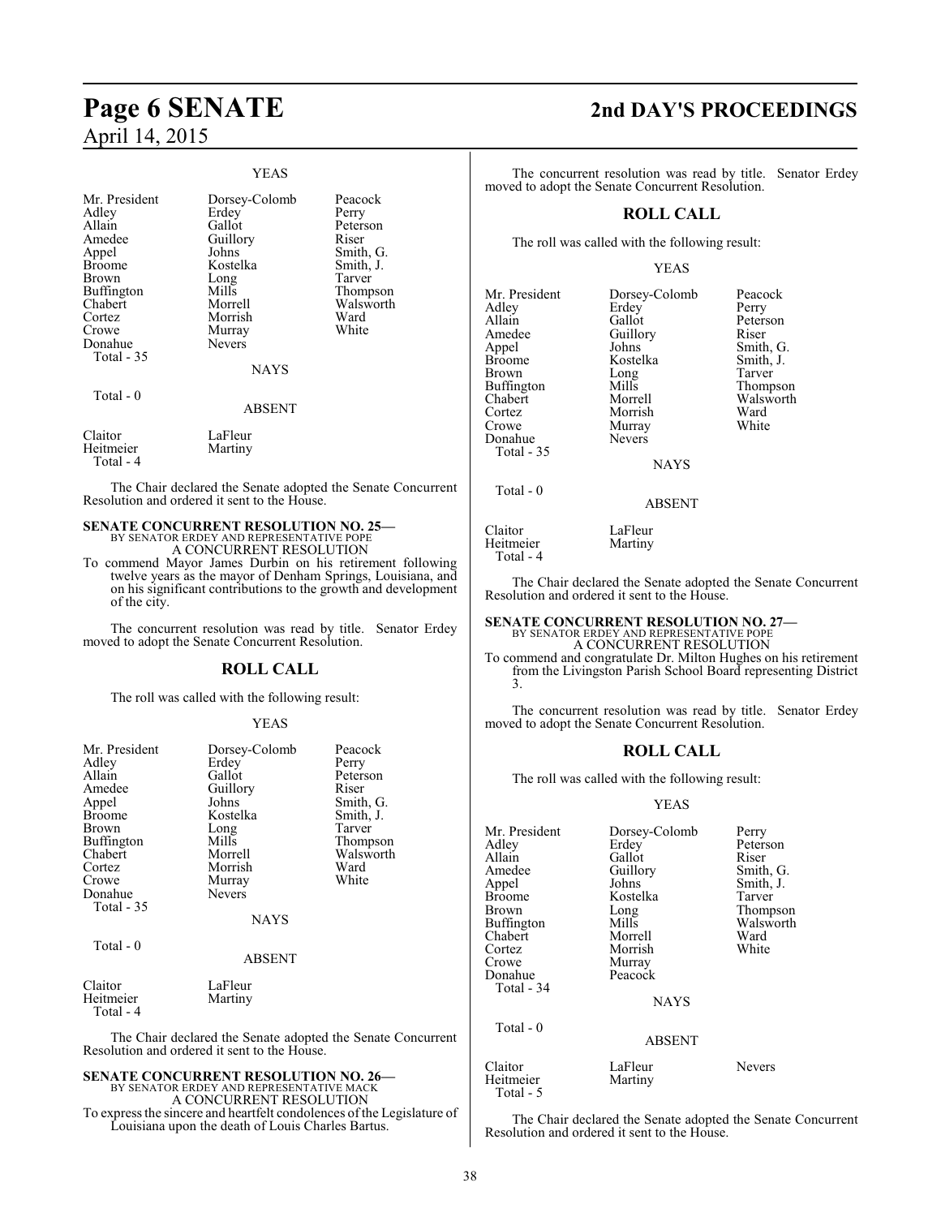YEAS

| | | |
|---|---|---|
| Mr. President | Dorsey-Colomb | Peacock |
| Adley | Erdey | Perry |
| Allain | Gallot | Peterson |
| Amedee | Guillory | Riser |
| Appel | Johns | Smith, G. |
| Broome | Kostelka | Smith, J. |
| Brown | Long | Tarver |
| Buffington | Mills | Thompson |
| Chabert | Morrell | Walsworth |
| Cortez | Morrish | Ward |
| Crowe | Murray | White |
| Donahue | Nevers | |
| Total - 35 | | |

NAYS

Total - 0

ABSENT

| | |
|---|---|
| Claitor | LaFleur |
| Heitmeier | Martiny |
| Total - 4 | |

The Chair declared the Senate adopted the Senate Concurrent Resolution and ordered it sent to the House.

**SENATE CONCURRENT RESOLUTION NO. 25—**
BY SENATOR ERDEY AND REPRESENTATIVE POPE
A CONCURRENT RESOLUTION

To commend Mayor James Durbin on his retirement following twelve years as the mayor of Denham Springs, Louisiana, and on his significant contributions to the growth and development of the city.

The concurrent resolution was read by title. Senator Erdey moved to adopt the Senate Concurrent Resolution.

## ROLL CALL

The roll was called with the following result:

YEAS

| | | |
|---|---|---|
| Mr. President | Dorsey-Colomb | Peacock |
| Adley | Erdey | Perry |
| Allain | Gallot | Peterson |
| Amedee | Guillory | Riser |
| Appel | Johns | Smith, G. |
| Broome | Kostelka | Smith, J. |
| Brown | Long | Tarver |
| Buffington | Mills | Thompson |
| Chabert | Morrell | Walsworth |
| Cortez | Morrish | Ward |
| Crowe | Murray | White |
| Donahue | Nevers | |
| Total - 35 | | |

NAYS

Total - 0

ABSENT

| | |
|---|---|
| Claitor | LaFleur |
| Heitmeier | Martiny |
| Total - 4 | |

The Chair declared the Senate adopted the Senate Concurrent Resolution and ordered it sent to the House.

**SENATE CONCURRENT RESOLUTION NO. 26—**
BY SENATOR ERDEY AND REPRESENTATIVE MACK
A CONCURRENT RESOLUTION

To express the sincere and heartfelt condolences of the Legislature of Louisiana upon the death of Louis Charles Bartus.

The concurrent resolution was read by title. Senator Erdey moved to adopt the Senate Concurrent Resolution.

## ROLL CALL

The roll was called with the following result:

YEAS

| | | |
|---|---|---|
| Mr. President | Dorsey-Colomb | Peacock |
| Adley | Erdey | Perry |
| Allain | Gallot | Peterson |
| Amedee | Guillory | Riser |
| Appel | Johns | Smith, G. |
| Broome | Kostelka | Smith, J. |
| Brown | Long | Tarver |
| Buffington | Mills | Thompson |
| Chabert | Morrell | Walsworth |
| Cortez | Morrish | Ward |
| Crowe | Murray | White |
| Donahue | Nevers | |
| Total - 35 | | |

NAYS

Total - 0

ABSENT

| | |
|---|---|
| Claitor | LaFleur |
| Heitmeier | Martiny |
| Total - 4 | |

The Chair declared the Senate adopted the Senate Concurrent Resolution and ordered it sent to the House.

**SENATE CONCURRENT RESOLUTION NO. 27—**
BY SENATOR ERDEY AND REPRESENTATIVE POPE
A CONCURRENT RESOLUTION

To commend and congratulate Dr. Milton Hughes on his retirement from the Livingston Parish School Board representing District 3.

The concurrent resolution was read by title. Senator Erdey moved to adopt the Senate Concurrent Resolution.

## ROLL CALL

The roll was called with the following result:

YEAS

| | | |
|---|---|---|
| Mr. President | Dorsey-Colomb | Perry |
| Adley | Erdey | Peterson |
| Allain | Gallot | Riser |
| Amedee | Guillory | Smith, G. |
| Appel | Johns | Smith, J. |
| Broome | Kostelka | Tarver |
| Brown | Long | Thompson |
| Buffington | Mills | Walsworth |
| Chabert | Morrell | Ward |
| Cortez | Morrish | White |
| Crowe | Murray | |
| Donahue | Peacock | |
| Total - 34 | | |

NAYS

Total - 0

ABSENT

| | | |
|---|---|---|
| Claitor | LaFleur | Nevers |
| Heitmeier | Martiny | |
| Total - 5 | | |

The Chair declared the Senate adopted the Senate Concurrent Resolution and ordered it sent to the House.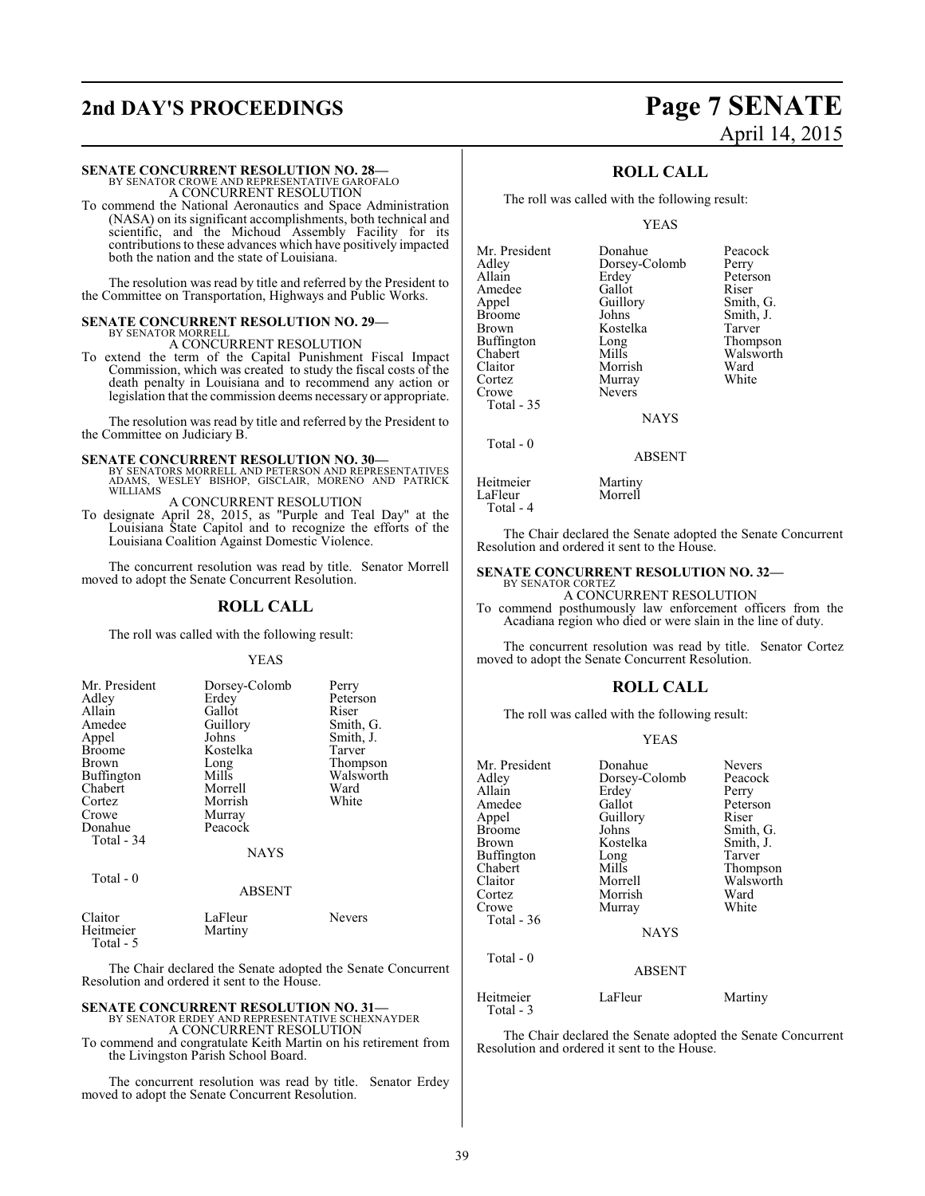**SENATE CONCURRENT RESOLUTION NO. 28—**
BY SENATOR CROWE AND REPRESENTATIVE GAROFALO
A CONCURRENT RESOLUTION

To commend the National Aeronautics and Space Administration (NASA) on its significant accomplishments, both technical and scientific, and the Michoud Assembly Facility for its contributions to these advances which have positively impacted both the nation and the state of Louisiana.

The resolution was read by title and referred by the President to the Committee on Transportation, Highways and Public Works.

**SENATE CONCURRENT RESOLUTION NO. 29—**
BY SENATOR MORRELL
A CONCURRENT RESOLUTION

To extend the term of the Capital Punishment Fiscal Impact Commission, which was created to study the fiscal costs of the death penalty in Louisiana and to recommend any action or legislation that the commission deems necessary or appropriate.

The resolution was read by title and referred by the President to the Committee on Judiciary B.

**SENATE CONCURRENT RESOLUTION NO. 30—**
BY SENATORS MORRELL AND PETERSON AND REPRESENTATIVES ADAMS, WESLEY BISHOP, GISCLAIR, MORENO AND PATRICK WILLIAMS
A CONCURRENT RESOLUTION

To designate April 28, 2015, as "Purple and Teal Day" at the Louisiana State Capitol and to recognize the efforts of the Louisiana Coalition Against Domestic Violence.

The concurrent resolution was read by title. Senator Morrell moved to adopt the Senate Concurrent Resolution.

## ROLL CALL

The roll was called with the following result:

YEAS

| | | |
|---|---|---|
| Mr. President | Dorsey-Colomb | Perry |
| Adley | Erdey | Peterson |
| Allain | Gallot | Riser |
| Amedee | Guillory | Smith, G. |
| Appel | Johns | Smith, J. |
| Broome | Kostelka | Tarver |
| Brown | Long | Thompson |
| Buffington | Mills | Walsworth |
| Chabert | Morrell | Ward |
| Cortez | Morrish | White |
| Crowe | Murray | |
| Donahue | Peacock | |

Total - 34

NAYS

Total - 0

ABSENT

| | | |
|---|---|---|
| Claitor | LaFleur | Nevers |
| Heitmeier | Martiny | |

Total - 5

The Chair declared the Senate adopted the Senate Concurrent Resolution and ordered it sent to the House.

**SENATE CONCURRENT RESOLUTION NO. 31—**
BY SENATOR ERDEY AND REPRESENTATIVE SCHEXNAYDER
A CONCURRENT RESOLUTION

To commend and congratulate Keith Martin on his retirement from the Livingston Parish School Board.

The concurrent resolution was read by title. Senator Erdey moved to adopt the Senate Concurrent Resolution.

## ROLL CALL

The roll was called with the following result:

YEAS

| | | |
|---|---|---|
| Mr. President | Donahue | Peacock |
| Adley | Dorsey-Colomb | Perry |
| Allain | Erdey | Peterson |
| Amedee | Gallot | Riser |
| Appel | Guillory | Smith, G. |
| Broome | Johns | Smith, J. |
| Brown | Kostelka | Tarver |
| Buffington | Long | Thompson |
| Chabert | Mills | Walsworth |
| Claitor | Morrish | Ward |
| Cortez | Murray | White |
| Crowe | Nevers | |

Total - 35

NAYS

Total - 0

ABSENT

| | |
|---|---|
| Heitmeier | Martiny |
| LaFleur | Morrell |

Total - 4

The Chair declared the Senate adopted the Senate Concurrent Resolution and ordered it sent to the House.

**SENATE CONCURRENT RESOLUTION NO. 32—**
BY SENATOR CORTEZ
A CONCURRENT RESOLUTION

To commend posthumously law enforcement officers from the Acadiana region who died or were slain in the line of duty.

The concurrent resolution was read by title. Senator Cortez moved to adopt the Senate Concurrent Resolution.

## ROLL CALL

The roll was called with the following result:

YEAS

| | | |
|---|---|---|
| Mr. President | Donahue | Nevers |
| Adley | Dorsey-Colomb | Peacock |
| Allain | Erdey | Perry |
| Amedee | Gallot | Peterson |
| Appel | Guillory | Riser |
| Broome | Johns | Smith, G. |
| Brown | Kostelka | Smith, J. |
| Buffington | Long | Tarver |
| Chabert | Mills | Thompson |
| Claitor | Morrell | Walsworth |
| Cortez | Morrish | Ward |
| Crowe | Murray | White |

Total - 36

NAYS

Total - 0

ABSENT

| | | |
|---|---|---|
| Heitmeier | LaFleur | Martiny |

Total - 3

The Chair declared the Senate adopted the Senate Concurrent Resolution and ordered it sent to the House.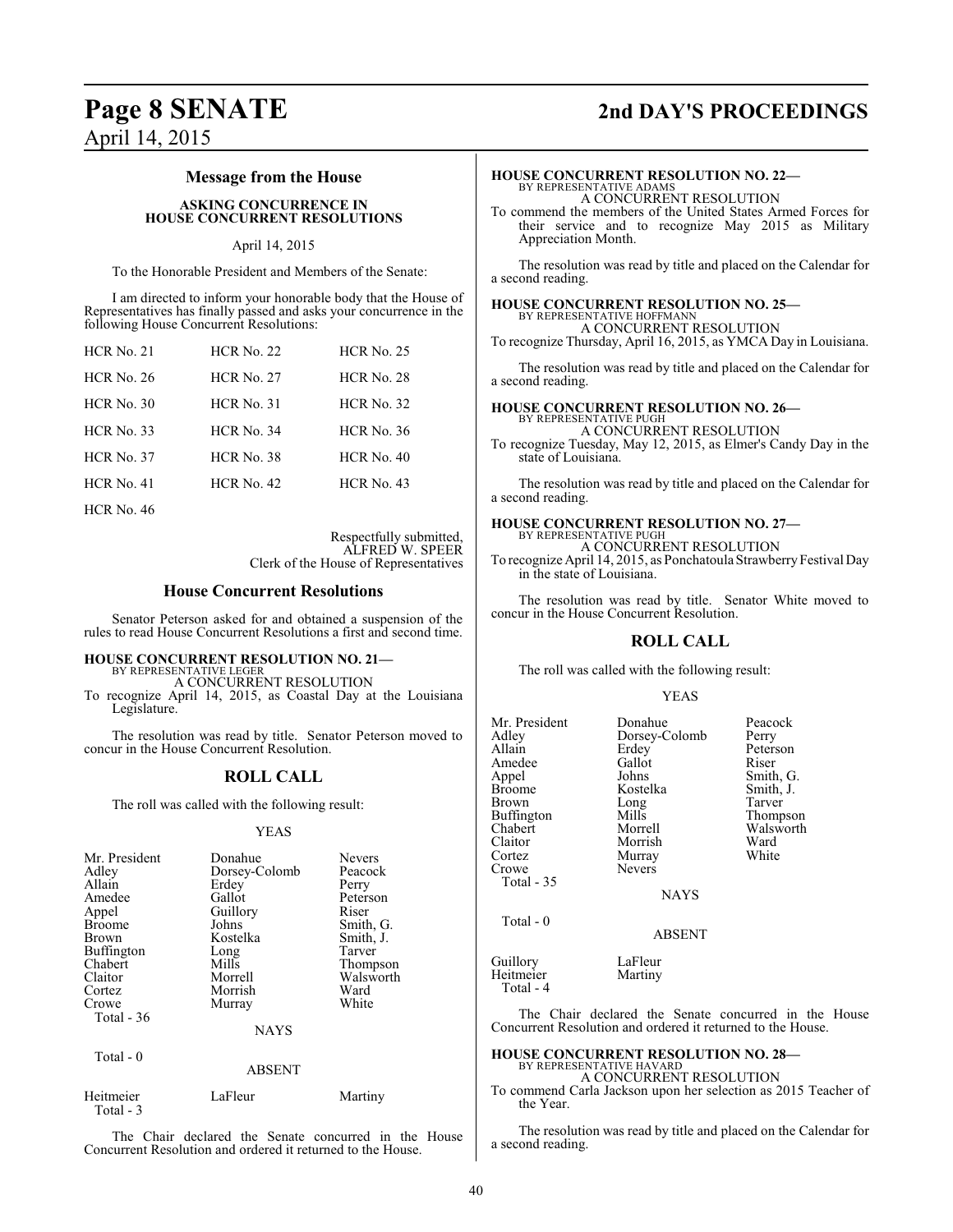### Message from the House

**ASKING CONCURRENCE IN HOUSE CONCURRENT RESOLUTIONS**

April 14, 2015

To the Honorable President and Members of the Senate:

I am directed to inform your honorable body that the House of Representatives has finally passed and asks your concurrence in the following House Concurrent Resolutions:

| | | |
|---|---|---|
| HCR No. 21 | HCR No. 22 | HCR No. 25 |
| HCR No. 26 | HCR No. 27 | HCR No. 28 |
| HCR No. 30 | HCR No. 31 | HCR No. 32 |
| HCR No. 33 | HCR No. 34 | HCR No. 36 |
| HCR No. 37 | HCR No. 38 | HCR No. 40 |
| HCR No. 41 | HCR No. 42 | HCR No. 43 |
| HCR No. 46 | | |

Respectfully submitted,
ALFRED W. SPEER
Clerk of the House of Representatives

### House Concurrent Resolutions

Senator Peterson asked for and obtained a suspension of the rules to read House Concurrent Resolutions a first and second time.

**HOUSE CONCURRENT RESOLUTION NO. 21—**
BY REPRESENTATIVE LEGER
A CONCURRENT RESOLUTION
To recognize April 14, 2015, as Coastal Day at the Louisiana Legislature.

The resolution was read by title. Senator Peterson moved to concur in the House Concurrent Resolution.

### ROLL CALL

The roll was called with the following result:

YEAS

| | | |
|---|---|---|
| Mr. President | Donahue | Nevers |
| Adley | Dorsey-Colomb | Peacock |
| Allain | Erdey | Perry |
| Amedee | Gallot | Peterson |
| Appel | Guillory | Riser |
| Broome | Johns | Smith, G. |
| Brown | Kostelka | Smith, J. |
| Buffington | Long | Tarver |
| Chabert | Mills | Thompson |
| Claitor | Morrell | Walsworth |
| Cortez | Morrish | Ward |
| Crowe | Murray | White |
| Total - 36 | | |

NAYS

Total - 0

ABSENT

| | | |
|---|---|---|
| Heitmeier | LaFleur | Martiny |
| Total - 3 | | |

The Chair declared the Senate concurred in the House Concurrent Resolution and ordered it returned to the House.

**HOUSE CONCURRENT RESOLUTION NO. 22—**
BY REPRESENTATIVE ADAMS
A CONCURRENT RESOLUTION
To commend the members of the United States Armed Forces for their service and to recognize May 2015 as Military Appreciation Month.

The resolution was read by title and placed on the Calendar for a second reading.

**HOUSE CONCURRENT RESOLUTION NO. 25—**
BY REPRESENTATIVE HOFFMANN
A CONCURRENT RESOLUTION
To recognize Thursday, April 16, 2015, as YMCA Day in Louisiana.

The resolution was read by title and placed on the Calendar for a second reading.

**HOUSE CONCURRENT RESOLUTION NO. 26—**
BY REPRESENTATIVE PUGH
A CONCURRENT RESOLUTION
To recognize Tuesday, May 12, 2015, as Elmer's Candy Day in the state of Louisiana.

The resolution was read by title and placed on the Calendar for a second reading.

**HOUSE CONCURRENT RESOLUTION NO. 27—**
BY REPRESENTATIVE PUGH
A CONCURRENT RESOLUTION
To recognize April 14, 2015, as Ponchatoula Strawberry Festival Day in the state of Louisiana.

The resolution was read by title. Senator White moved to concur in the House Concurrent Resolution.

### ROLL CALL

The roll was called with the following result:

YEAS

| | | |
|---|---|---|
| Mr. President | Donahue | Peacock |
| Adley | Dorsey-Colomb | Perry |
| Allain | Erdey | Peterson |
| Amedee | Gallot | Riser |
| Appel | Johns | Smith, G. |
| Broome | Kostelka | Smith, J. |
| Brown | Long | Tarver |
| Buffington | Mills | Thompson |
| Chabert | Morrell | Walsworth |
| Claitor | Morrish | Ward |
| Cortez | Murray | White |
| Crowe | Nevers | |
| Total - 35 | | |

NAYS

Total - 0

ABSENT

| | |
|---|---|
| Guillory | LaFleur |
| Heitmeier | Martiny |
| Total - 4 | |

The Chair declared the Senate concurred in the House Concurrent Resolution and ordered it returned to the House.

**HOUSE CONCURRENT RESOLUTION NO. 28—**
BY REPRESENTATIVE HAVARD
A CONCURRENT RESOLUTION
To commend Carla Jackson upon her selection as 2015 Teacher of the Year.

The resolution was read by title and placed on the Calendar for a second reading.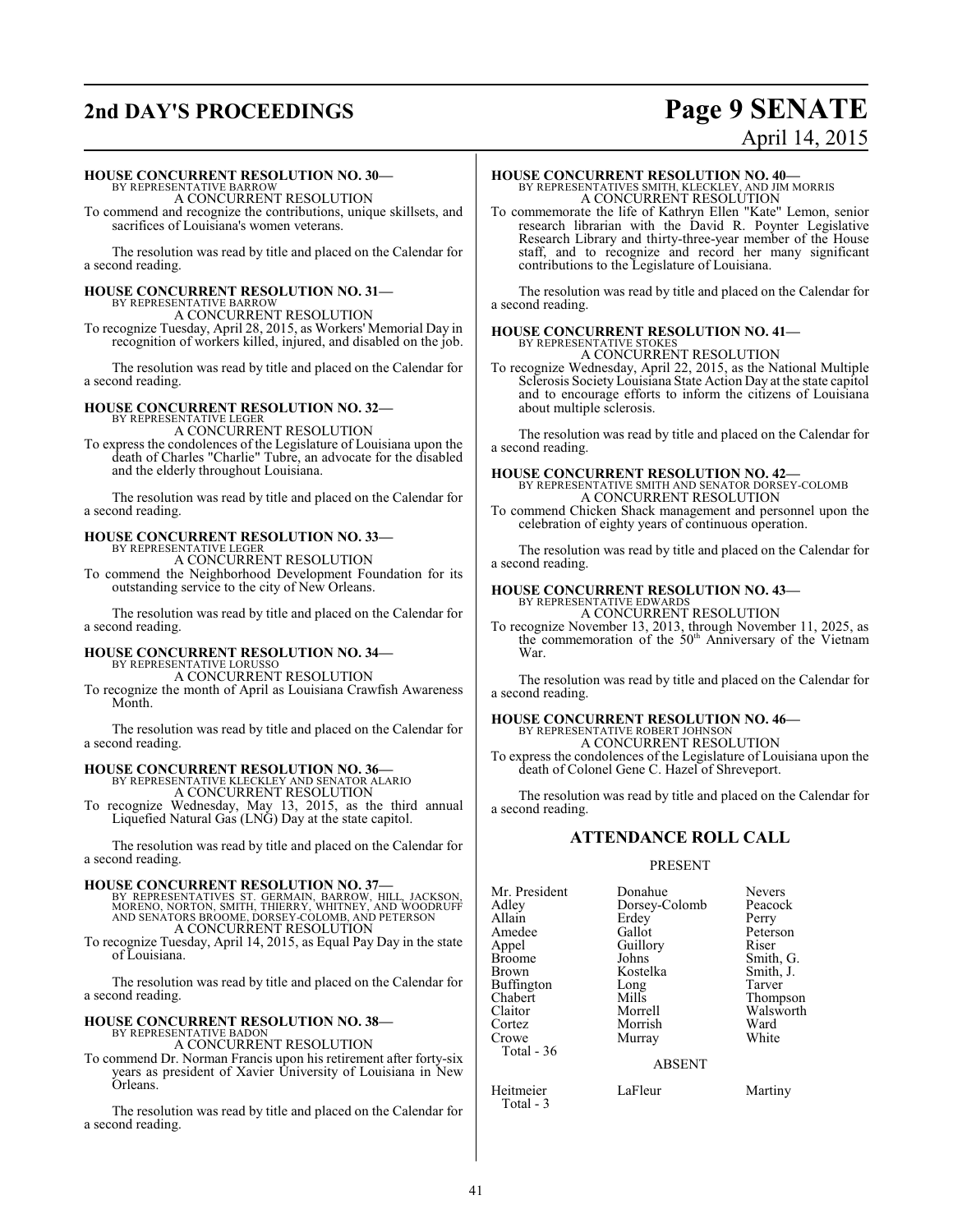**HOUSE CONCURRENT RESOLUTION NO. 30—**
BY REPRESENTATIVE BARROW
A CONCURRENT RESOLUTION
To commend and recognize the contributions, unique skillsets, and sacrifices of Louisiana's women veterans.

The resolution was read by title and placed on the Calendar for a second reading.

**HOUSE CONCURRENT RESOLUTION NO. 31—**
BY REPRESENTATIVE BARROW
A CONCURRENT RESOLUTION
To recognize Tuesday, April 28, 2015, as Workers' Memorial Day in recognition of workers killed, injured, and disabled on the job.

The resolution was read by title and placed on the Calendar for a second reading.

**HOUSE CONCURRENT RESOLUTION NO. 32—**
BY REPRESENTATIVE LEGER
A CONCURRENT RESOLUTION
To express the condolences of the Legislature of Louisiana upon the death of Charles "Charlie" Tubre, an advocate for the disabled and the elderly throughout Louisiana.

The resolution was read by title and placed on the Calendar for a second reading.

**HOUSE CONCURRENT RESOLUTION NO. 33—**
BY REPRESENTATIVE LEGER
A CONCURRENT RESOLUTION
To commend the Neighborhood Development Foundation for its outstanding service to the city of New Orleans.

The resolution was read by title and placed on the Calendar for a second reading.

**HOUSE CONCURRENT RESOLUTION NO. 34—**
BY REPRESENTATIVE LORUSSO
A CONCURRENT RESOLUTION
To recognize the month of April as Louisiana Crawfish Awareness Month.

The resolution was read by title and placed on the Calendar for a second reading.

**HOUSE CONCURRENT RESOLUTION NO. 36—**
BY REPRESENTATIVE KLECKLEY AND SENATOR ALARIO
A CONCURRENT RESOLUTION
To recognize Wednesday, May 13, 2015, as the third annual Liquefied Natural Gas (LNG) Day at the state capitol.

The resolution was read by title and placed on the Calendar for a second reading.

**HOUSE CONCURRENT RESOLUTION NO. 37—**
BY REPRESENTATIVES ST. GERMAIN, BARROW, HILL, JACKSON, MORENO, NORTON, SMITH, THIERRY, WHITNEY, AND WOODRUFF AND SENATORS BROOME, DORSEY-COLOMB, AND PETERSON
A CONCURRENT RESOLUTION
To recognize Tuesday, April 14, 2015, as Equal Pay Day in the state of Louisiana.

The resolution was read by title and placed on the Calendar for a second reading.

**HOUSE CONCURRENT RESOLUTION NO. 38—**
BY REPRESENTATIVE BADON
A CONCURRENT RESOLUTION
To commend Dr. Norman Francis upon his retirement after forty-six years as president of Xavier University of Louisiana in New Orleans.

The resolution was read by title and placed on the Calendar for a second reading.

**HOUSE CONCURRENT RESOLUTION NO. 40—**
BY REPRESENTATIVES SMITH, KLECKLEY, AND JIM MORRIS
A CONCURRENT RESOLUTION
To commemorate the life of Kathryn Ellen "Kate" Lemon, senior research librarian with the David R. Poynter Legislative Research Library and thirty-three-year member of the House staff, and to recognize and record her many significant contributions to the Legislature of Louisiana.

The resolution was read by title and placed on the Calendar for a second reading.

**HOUSE CONCURRENT RESOLUTION NO. 41—**
BY REPRESENTATIVE STOKES
A CONCURRENT RESOLUTION
To recognize Wednesday, April 22, 2015, as the National Multiple Sclerosis Society Louisiana State Action Day at the state capitol and to encourage efforts to inform the citizens of Louisiana about multiple sclerosis.

The resolution was read by title and placed on the Calendar for a second reading.

**HOUSE CONCURRENT RESOLUTION NO. 42—**
BY REPRESENTATIVE SMITH AND SENATOR DORSEY-COLOMB
A CONCURRENT RESOLUTION
To commend Chicken Shack management and personnel upon the celebration of eighty years of continuous operation.

The resolution was read by title and placed on the Calendar for a second reading.

**HOUSE CONCURRENT RESOLUTION NO. 43—**
BY REPRESENTATIVE EDWARDS
A CONCURRENT RESOLUTION
To recognize November 13, 2013, through November 11, 2025, as the commemoration of the 50th Anniversary of the Vietnam War.

The resolution was read by title and placed on the Calendar for a second reading.

**HOUSE CONCURRENT RESOLUTION NO. 46—**
BY REPRESENTATIVE ROBERT JOHNSON
A CONCURRENT RESOLUTION
To express the condolences of the Legislature of Louisiana upon the death of Colonel Gene C. Hazel of Shreveport.

The resolution was read by title and placed on the Calendar for a second reading.

## ATTENDANCE ROLL CALL

PRESENT

| | | |
|---|---|---|
| Mr. President | Donahue | Nevers |
| Adley | Dorsey-Colomb | Peacock |
| Allain | Erdey | Perry |
| Amedee | Gallot | Peterson |
| Appel | Guillory | Riser |
| Broome | Johns | Smith, G. |
| Brown | Kostelka | Smith, J. |
| Buffington | Long | Tarver |
| Chabert | Mills | Thompson |
| Claitor | Morrell | Walsworth |
| Cortez | Morrish | Ward |
| Crowe | Murray | White |

Total - 36

ABSENT

| | | |
|---|---|---|
| Heitmeier | LaFleur | Martiny |

Total - 3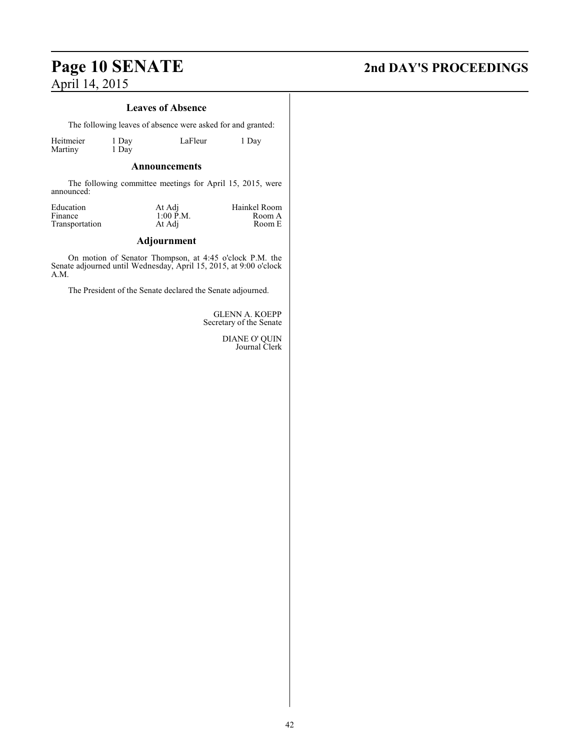### Leaves of Absence

The following leaves of absence were asked for and granted:

| | | | |
|---|---|---|---|
| Heitmeier | 1 Day | LaFleur | 1 Day |
| Martiny | 1 Day | | |

### Announcements

The following committee meetings for April 15, 2015, were announced:

| | | |
|---|---|---|
| Education | At Adj | Hainkel Room |
| Finance | 1:00 P.M. | Room A |
| Transportation | At Adj | Room E |

### Adjournment

On motion of Senator Thompson, at 4:45 o'clock P.M. the Senate adjourned until Wednesday, April 15, 2015, at 9:00 o'clock A.M.

The President of the Senate declared the Senate adjourned.

GLENN A. KOEPP
Secretary of the Senate

DIANE O' QUIN
Journal Clerk